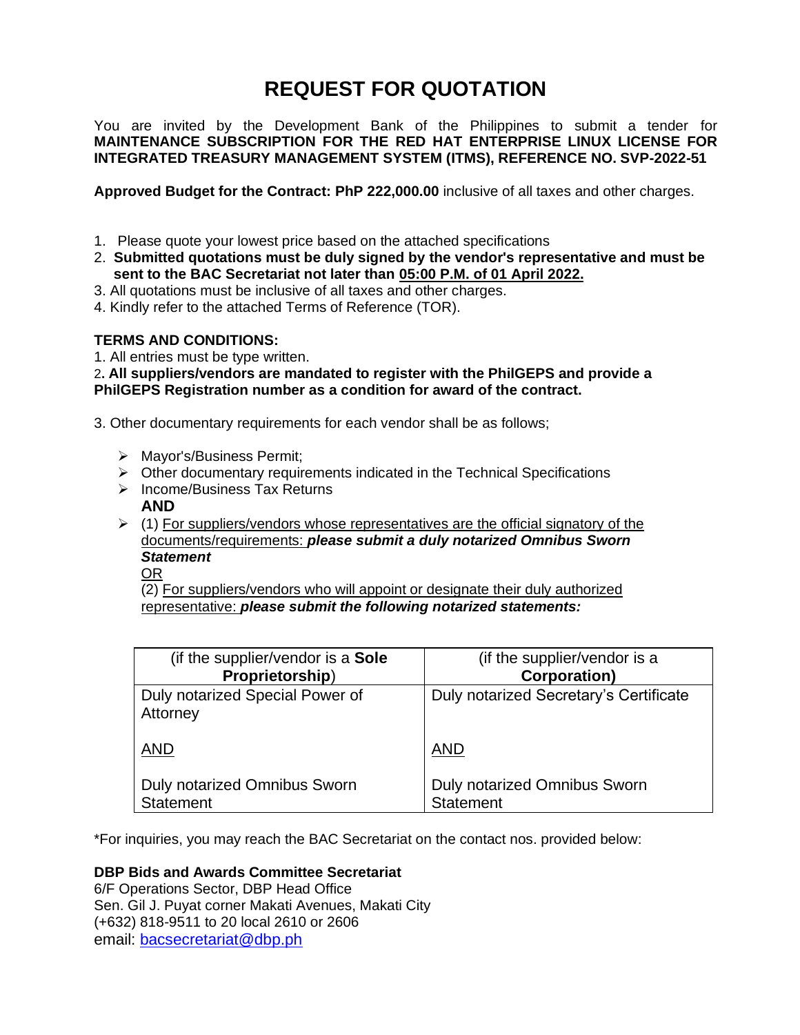# REQUEST FOR QUOTATION

You are invited by the Development Bank of the Philippines to submit a tender for **MAINTENANCE SUBSCRIPTION FOR THE RED HAT ENTERPRISE LINUX LICENSE FOR INTEGRATED TREASURY MANAGEMENT SYSTEM (ITMS), REFERENCE NO. SVP-2022-51**

**Approved Budget for the Contract: PhP 222,000.00** inclusive of all taxes and other charges.

1. Please quote your lowest price based on the attached specifications
2. **Submitted quotations must be duly signed by the vendor's representative and must be sent to the BAC Secretariat not later than 05:00 P.M. of 01 April 2022.**
3. All quotations must be inclusive of all taxes and other charges.
4. Kindly refer to the attached Terms of Reference (TOR).

**TERMS AND CONDITIONS:**

1. All entries must be type written.
2. **All suppliers/vendors are mandated to register with the PhilGEPS and provide a PhilGEPS Registration number as a condition for award of the contract.**

3. Other documentary requirements for each vendor shall be as follows;

- Mayor's/Business Permit;
- Other documentary requirements indicated in the Technical Specifications
- Income/Business Tax Returns

  **AND**
- (1) For suppliers/vendors whose representatives are the official signatory of the documents/requirements: ***please submit a duly notarized Omnibus Sworn Statement***

  OR

  (2) For suppliers/vendors who will appoint or designate their duly authorized representative: ***please submit the following notarized statements:***

| (if the supplier/vendor is a **Sole Proprietorship**) | (if the supplier/vendor is a **Corporation)** |
|---|---|
| Duly notarized Special Power of Attorney<br><br>AND<br><br>Duly notarized Omnibus Sworn Statement | Duly notarized Secretary's Certificate<br><br>AND<br><br>Duly notarized Omnibus Sworn Statement |

*For inquiries, you may reach the BAC Secretariat on the contact nos. provided below:

**DBP Bids and Awards Committee Secretariat**
6/F Operations Sector, DBP Head Office
Sen. Gil J. Puyat corner Makati Avenues, Makati City
(+632) 818-9511 to 20 local 2610 or 2606
email: bacsecretariat@dbp.ph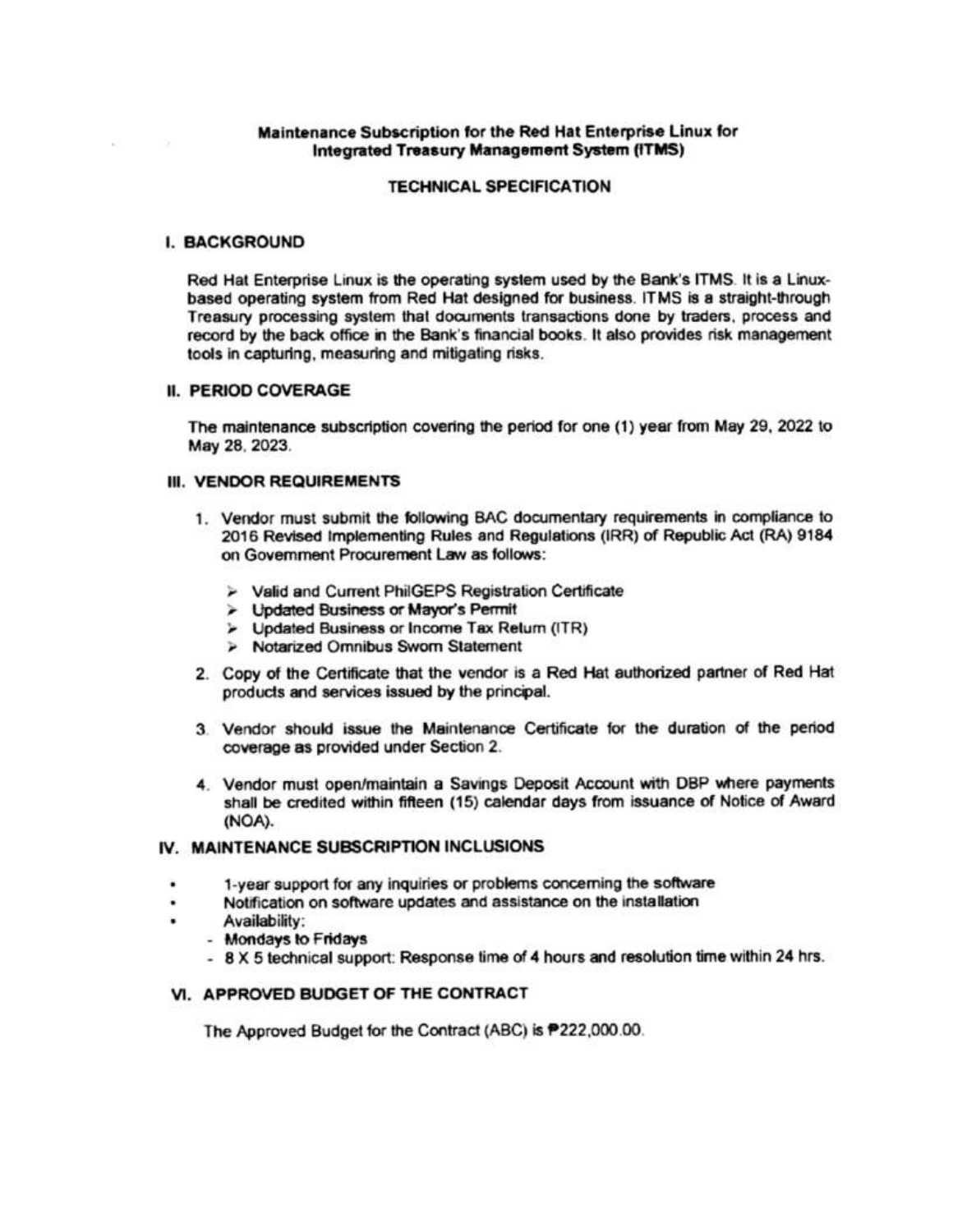**Maintenance Subscription for the Red Hat Enterprise Linux for Integrated Treasury Management System (ITMS)**

**TECHNICAL SPECIFICATION**

## I. BACKGROUND

Red Hat Enterprise Linux is the operating system used by the Bank's ITMS. It is a Linux-based operating system from Red Hat designed for business. ITMS is a straight-through Treasury processing system that documents transactions done by traders, process and record by the back office in the Bank's financial books. It also provides risk management tools in capturing, measuring and mitigating risks.

## II. PERIOD COVERAGE

The maintenance subscription covering the period for one (1) year from May 29, 2022 to May 28, 2023.

## III. VENDOR REQUIREMENTS

1. Vendor must submit the following BAC documentary requirements in compliance to 2016 Revised Implementing Rules and Regulations (IRR) of Republic Act (RA) 9184 on Government Procurement Law as follows:
   - Valid and Current PhilGEPS Registration Certificate
   - Updated Business or Mayor's Permit
   - Updated Business or Income Tax Return (ITR)
   - Notarized Omnibus Sworn Statement
2. Copy of the Certificate that the vendor is a Red Hat authorized partner of Red Hat products and services issued by the principal.
3. Vendor should issue the Maintenance Certificate for the duration of the period coverage as provided under Section 2.
4. Vendor must open/maintain a Savings Deposit Account with DBP where payments shall be credited within fifteen (15) calendar days from issuance of Notice of Award (NOA).

## IV. MAINTENANCE SUBSCRIPTION INCLUSIONS

- 1-year support for any inquiries or problems concerning the software
- Notification on software updates and assistance on the installation
- Availability:
  - Mondays to Fridays
  - 8 X 5 technical support: Response time of 4 hours and resolution time within 24 hrs.

## VI. APPROVED BUDGET OF THE CONTRACT

The Approved Budget for the Contract (ABC) is ₱222,000.00.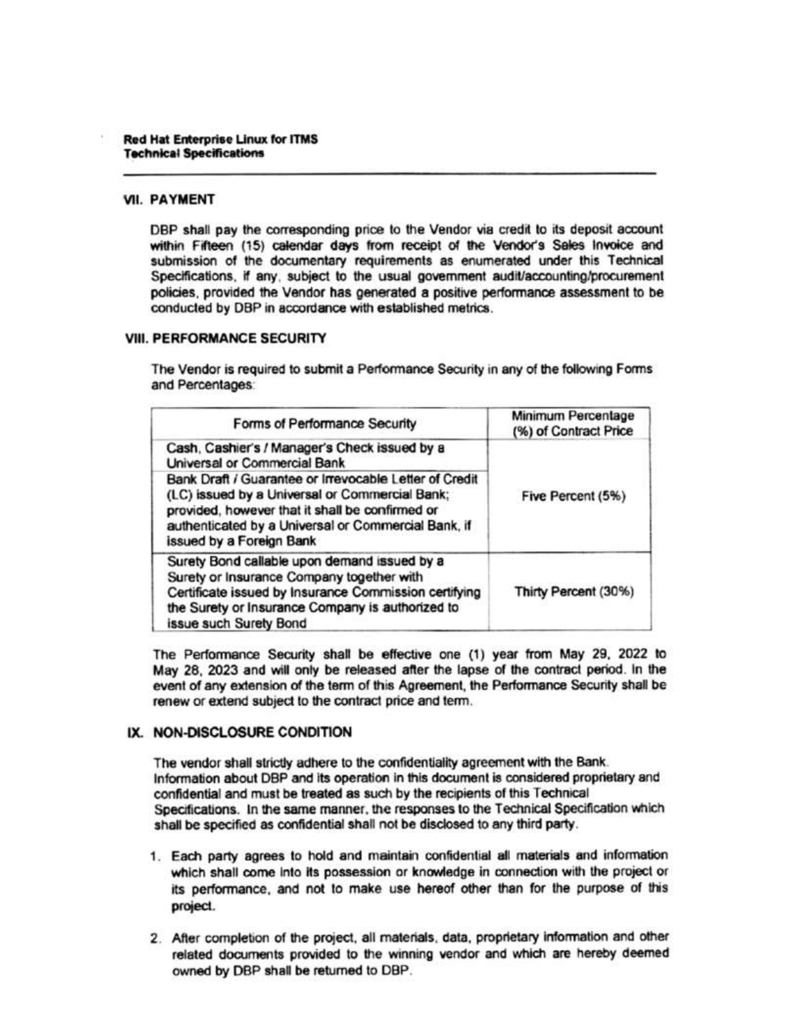**Red Hat Enterprise Linux for ITMS**
**Technical Specifications**

## VII. PAYMENT

DBP shall pay the corresponding price to the Vendor via credit to its deposit account within Fifteen (15) calendar days from receipt of the Vendor's Sales Invoice and submission of the documentary requirements as enumerated under this Technical Specifications, if any, subject to the usual government audit/accounting/procurement policies, provided the Vendor has generated a positive performance assessment to be conducted by DBP in accordance with established metrics.

## VIII. PERFORMANCE SECURITY

The Vendor is required to submit a Performance Security in any of the following Forms and Percentages:

| Forms of Performance Security | Minimum Percentage (%) of Contract Price |
|---|---|
| Cash, Cashier's / Manager's Check issued by a Universal or Commercial Bank | Five Percent (5%) |
| Bank Draft / Guarantee or Irrevocable Letter of Credit (LC) issued by a Universal or Commercial Bank; provided, however that it shall be confirmed or authenticated by a Universal or Commercial Bank, if issued by a Foreign Bank | |
| Surety Bond callable upon demand issued by a Surety or Insurance Company together with Certificate issued by Insurance Commission certifying the Surety or Insurance Company is authorized to issue such Surety Bond | Thirty Percent (30%) |

The Performance Security shall be effective one (1) year from May 29, 2022 to May 28, 2023 and will only be released after the lapse of the contract period. In the event of any extension of the term of this Agreement, the Performance Security shall be renew or extend subject to the contract price and term.

## IX. NON-DISCLOSURE CONDITION

The vendor shall strictly adhere to the confidentiality agreement with the Bank. Information about DBP and its operation in this document is considered proprietary and confidential and must be treated as such by the recipients of this Technical Specifications. In the same manner, the responses to the Technical Specification which shall be specified as confidential shall not be disclosed to any third party.

1. Each party agrees to hold and maintain confidential all materials and information which shall come into its possession or knowledge in connection with the project or its performance, and not to make use hereof other than for the purpose of this project.

2. After completion of the project, all materials, data, proprietary information and other related documents provided to the winning vendor and which are hereby deemed owned by DBP shall be returned to DBP.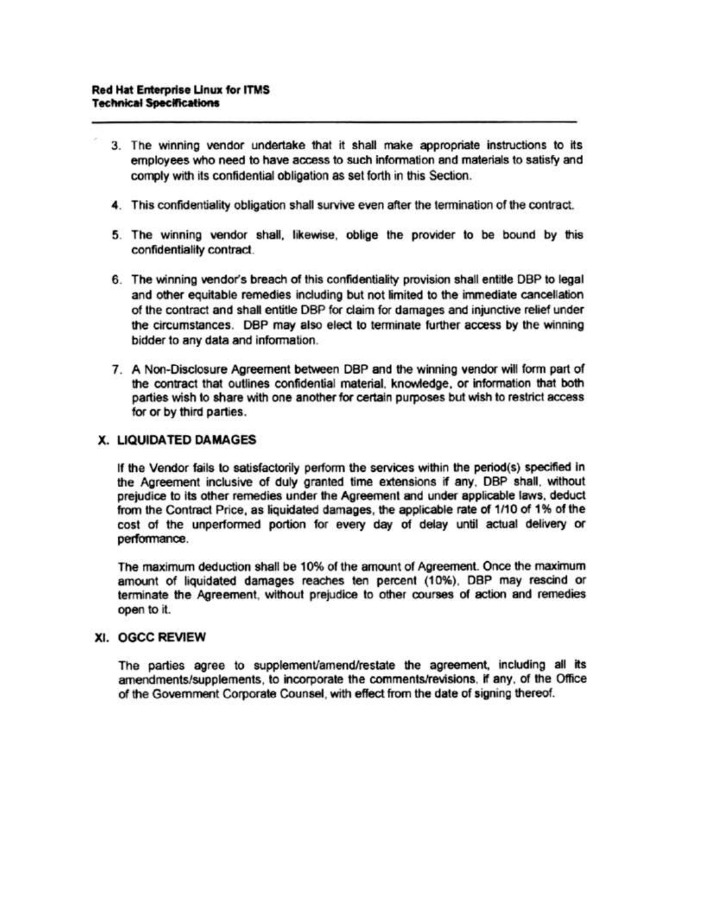3. The winning vendor undertake that it shall make appropriate instructions to its employees who need to have access to such information and materials to satisfy and comply with its confidential obligation as set forth in this Section.

4. This confidentiality obligation shall survive even after the termination of the contract.

5. The winning vendor shall, likewise, oblige the provider to be bound by this confidentiality contract.

6. The winning vendor's breach of this confidentiality provision shall entitle DBP to legal and other equitable remedies including but not limited to the immediate cancellation of the contract and shall entitle DBP for claim for damages and injunctive relief under the circumstances. DBP may also elect to terminate further access by the winning bidder to any data and information.

7. A Non-Disclosure Agreement between DBP and the winning vendor will form part of the contract that outlines confidential material, knowledge, or information that both parties wish to share with one another for certain purposes but wish to restrict access for or by third parties.

## X. LIQUIDATED DAMAGES

If the Vendor fails to satisfactorily perform the services within the period(s) specified in the Agreement inclusive of duly granted time extensions if any, DBP shall, without prejudice to its other remedies under the Agreement and under applicable laws, deduct from the Contract Price, as liquidated damages, the applicable rate of 1/10 of 1% of the cost of the unperformed portion for every day of delay until actual delivery or performance.

The maximum deduction shall be 10% of the amount of Agreement. Once the maximum amount of liquidated damages reaches ten percent (10%), DBP may rescind or terminate the Agreement, without prejudice to other courses of action and remedies open to it.

## XI. OGCC REVIEW

The parties agree to supplement/amend/restate the agreement, including all its amendments/supplements, to incorporate the comments/revisions, if any, of the Office of the Government Corporate Counsel, with effect from the date of signing thereof.